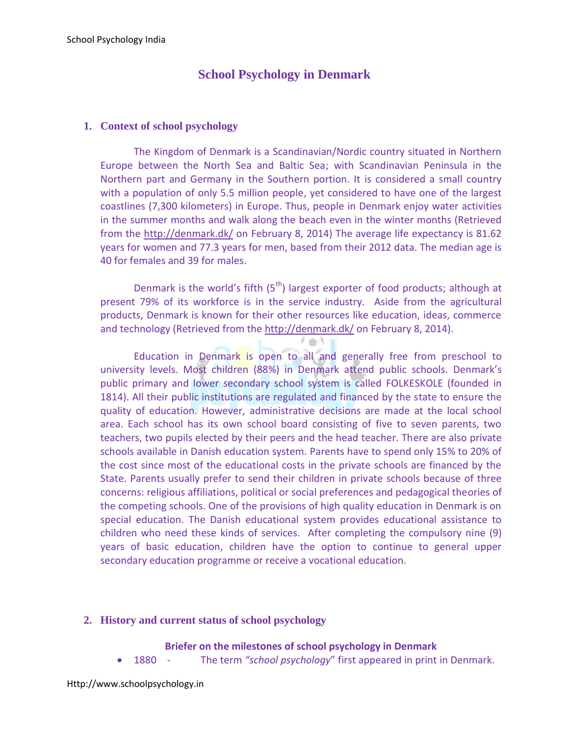# School Psychology in Denmark

## 1. Context of school psychology

The Kingdom of Denmark is a Scandinavian/Nordic country situated in Northern Europe between the North Sea and Baltic Sea; with Scandinavian Peninsula in the Northern part and Germany in the Southern portion. It is considered a small country with a population of only 5.5 million people, yet considered to have one of the largest coastlines (7,300 kilometers) in Europe. Thus, people in Denmark enjoy water activities in the summer months and walk along the beach even in the winter months (Retrieved from the http://denmark.dk/ on February 8, 2014) The average life expectancy is 81.62 years for women and 77.3 years for men, based from their 2012 data. The median age is 40 for females and 39 for males.

Denmark is the world's fifth (5th) largest exporter of food products; although at present 79% of its workforce is in the service industry. Aside from the agricultural products, Denmark is known for their other resources like education, ideas, commerce and technology (Retrieved from the http://denmark.dk/ on February 8, 2014).

Education in Denmark is open to all and generally free from preschool to university levels. Most children (88%) in Denmark attend public schools. Denmark's public primary and lower secondary school system is called FOLKESKOLE (founded in 1814). All their public institutions are regulated and financed by the state to ensure the quality of education. However, administrative decisions are made at the local school area. Each school has its own school board consisting of five to seven parents, two teachers, two pupils elected by their peers and the head teacher. There are also private schools available in Danish education system. Parents have to spend only 15% to 20% of the cost since most of the educational costs in the private schools are financed by the State. Parents usually prefer to send their children in private schools because of three concerns: religious affiliations, political or social preferences and pedagogical theories of the competing schools. One of the provisions of high quality education in Denmark is on special education. The Danish educational system provides educational assistance to children who need these kinds of services. After completing the compulsory nine (9) years of basic education, children have the option to continue to general upper secondary education programme or receive a vocational education.

## 2. History and current status of school psychology

**Briefer on the milestones of school psychology in Denmark**

- 1880 - The term *"school psychology"* first appeared in print in Denmark.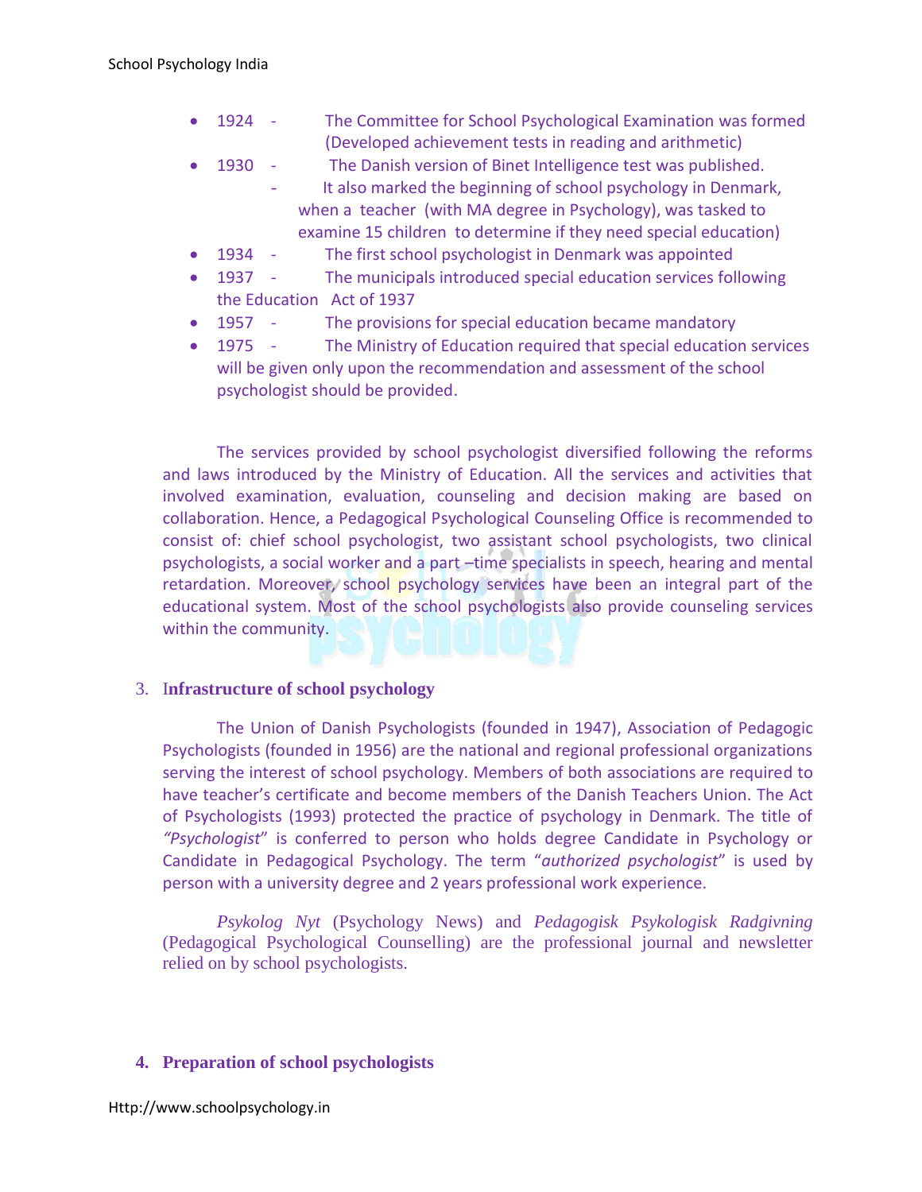- 1924 - The Committee for School Psychological Examination was formed (Developed achievement tests in reading and arithmetic)
- 1930 - The Danish version of Binet Intelligence test was published.
  - It also marked the beginning of school psychology in Denmark, when a teacher (with MA degree in Psychology), was tasked to examine 15 children to determine if they need special education)
- 1934 - The first school psychologist in Denmark was appointed
- 1937 - The municipals introduced special education services following the Education Act of 1937
- 1957 - The provisions for special education became mandatory
- 1975 - The Ministry of Education required that special education services will be given only upon the recommendation and assessment of the school psychologist should be provided.

The services provided by school psychologist diversified following the reforms and laws introduced by the Ministry of Education. All the services and activities that involved examination, evaluation, counseling and decision making are based on collaboration. Hence, a Pedagogical Psychological Counseling Office is recommended to consist of: chief school psychologist, two assistant school psychologists, two clinical psychologists, a social worker and a part –time specialists in speech, hearing and mental retardation. Moreover, school psychology services have been an integral part of the educational system. Most of the school psychologists also provide counseling services within the community.

## 3. Infrastructure of school psychology

The Union of Danish Psychologists (founded in 1947), Association of Pedagogic Psychologists (founded in 1956) are the national and regional professional organizations serving the interest of school psychology. Members of both associations are required to have teacher's certificate and become members of the Danish Teachers Union. The Act of Psychologists (1993) protected the practice of psychology in Denmark. The title of *"Psychologist"* is conferred to person who holds degree Candidate in Psychology or Candidate in Pedagogical Psychology. The term "*authorized psychologist*" is used by person with a university degree and 2 years professional work experience.

*Psykolog Nyt* (Psychology News) and *Pedagogisk Psykologisk Radgivning* (Pedagogical Psychological Counselling) are the professional journal and newsletter relied on by school psychologists.

## 4. Preparation of school psychologists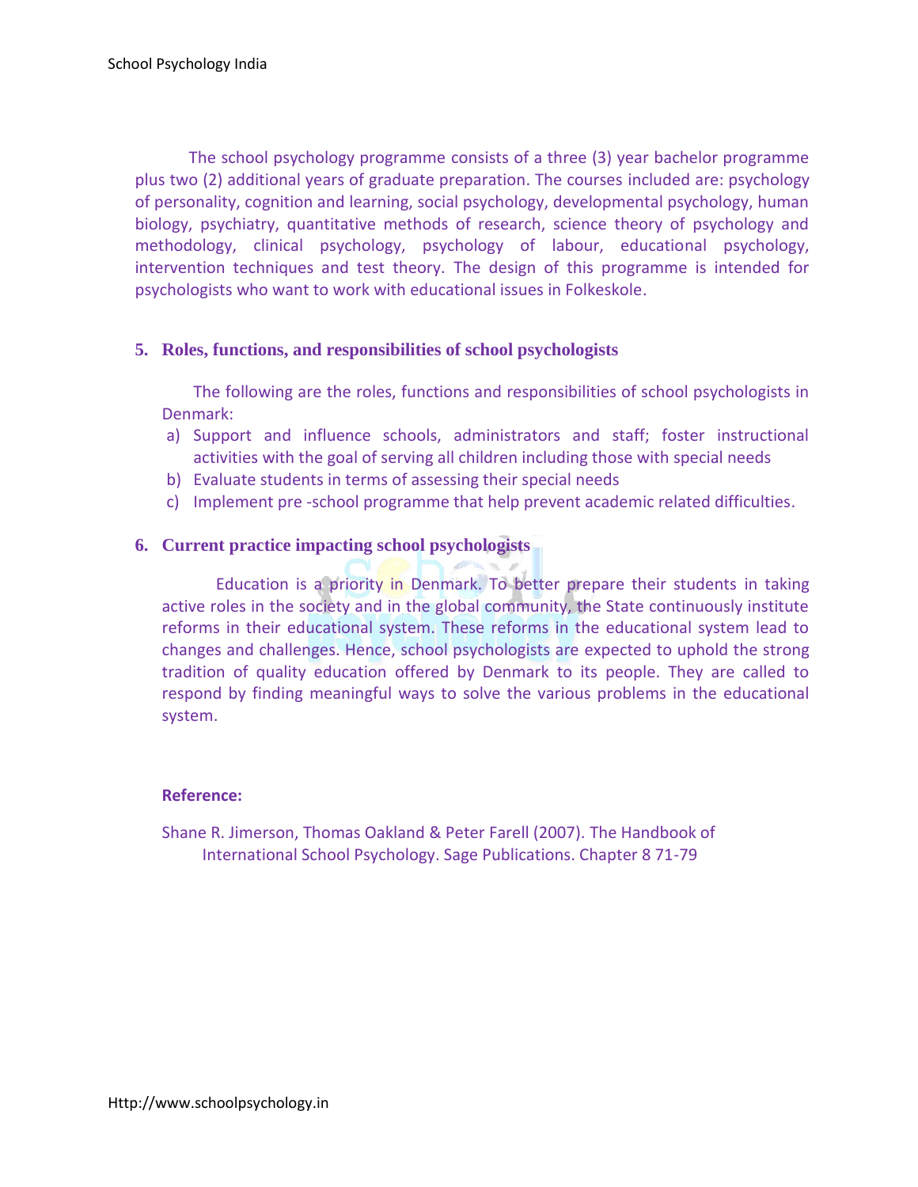The school psychology programme consists of a three (3) year bachelor programme plus two (2) additional years of graduate preparation. The courses included are: psychology of personality, cognition and learning, social psychology, developmental psychology, human biology, psychiatry, quantitative methods of research, science theory of psychology and methodology, clinical psychology, psychology of labour, educational psychology, intervention techniques and test theory. The design of this programme is intended for psychologists who want to work with educational issues in Folkeskole.

## 5. Roles, functions, and responsibilities of school psychologists

The following are the roles, functions and responsibilities of school psychologists in Denmark:

a) Support and influence schools, administrators and staff; foster instructional activities with the goal of serving all children including those with special needs
b) Evaluate students in terms of assessing their special needs
c) Implement pre -school programme that help prevent academic related difficulties.

## 6. Current practice impacting school psychologists

Education is a priority in Denmark. To better prepare their students in taking active roles in the society and in the global community, the State continuously institute reforms in their educational system. These reforms in the educational system lead to changes and challenges. Hence, school psychologists are expected to uphold the strong tradition of quality education offered by Denmark to its people. They are called to respond by finding meaningful ways to solve the various problems in the educational system.

**Reference:**

Shane R. Jimerson, Thomas Oakland & Peter Farell (2007). The Handbook of International School Psychology. Sage Publications. Chapter 8 71-79